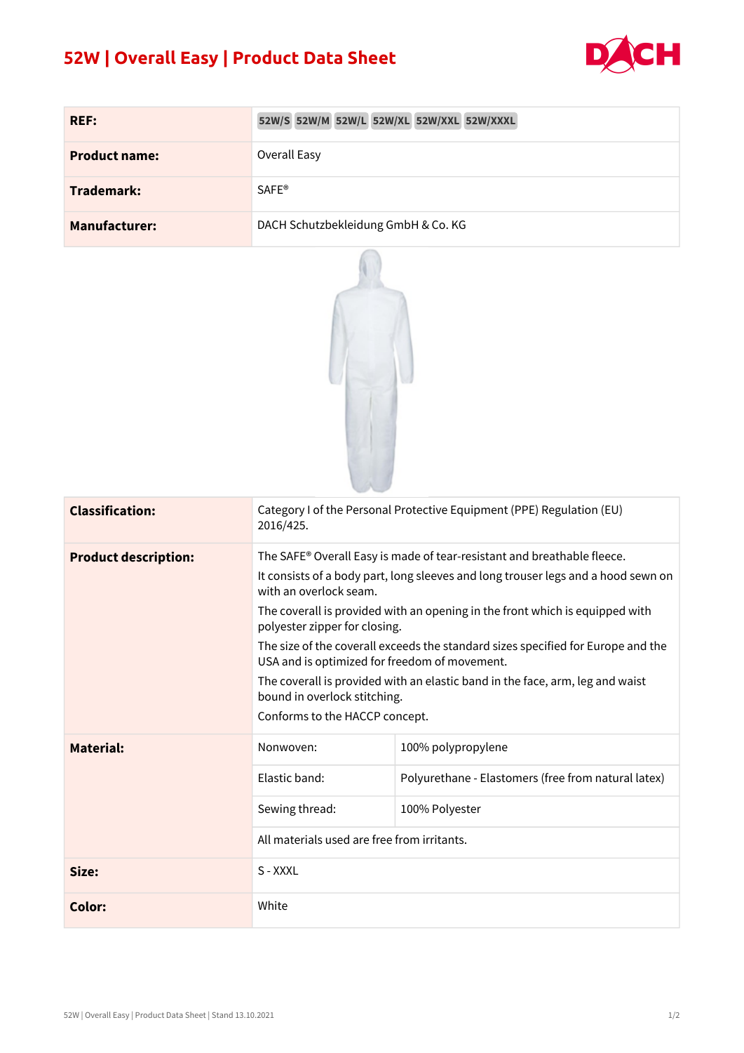# 52W | Overall Easy | Product Data Sheet

| | |
|---|---|
| **REF:** | 52W/S 52W/M 52W/L 52W/XL 52W/XXL 52W/XXXL |
| **Product name:** | Overall Easy |
| **Trademark:** | SAFE® |
| **Manufacturer:** | DACH Schutzbekleidung GmbH & Co. KG |

| | | |
|---|---|---|
| **Classification:** | Category I of the Personal Protective Equipment (PPE) Regulation (EU) 2016/425. | |
| **Product description:** | The SAFE® Overall Easy is made of tear-resistant and breathable fleece.<br>It consists of a body part, long sleeves and long trouser legs and a hood sewn on with an overlock seam.<br>The coverall is provided with an opening in the front which is equipped with polyester zipper for closing.<br>The size of the coverall exceeds the standard sizes specified for Europe and the USA and is optimized for freedom of movement.<br>The coverall is provided with an elastic band in the face, arm, leg and waist bound in overlock stitching.<br>Conforms to the HACCP concept. | |
| **Material:** | Nonwoven: | 100% polypropylene |
| | Elastic band: | Polyurethane - Elastomers (free from natural latex) |
| | Sewing thread: | 100% Polyester |
| | All materials used are free from irritants. | |
| **Size:** | S - XXXL | |
| **Color:** | White | |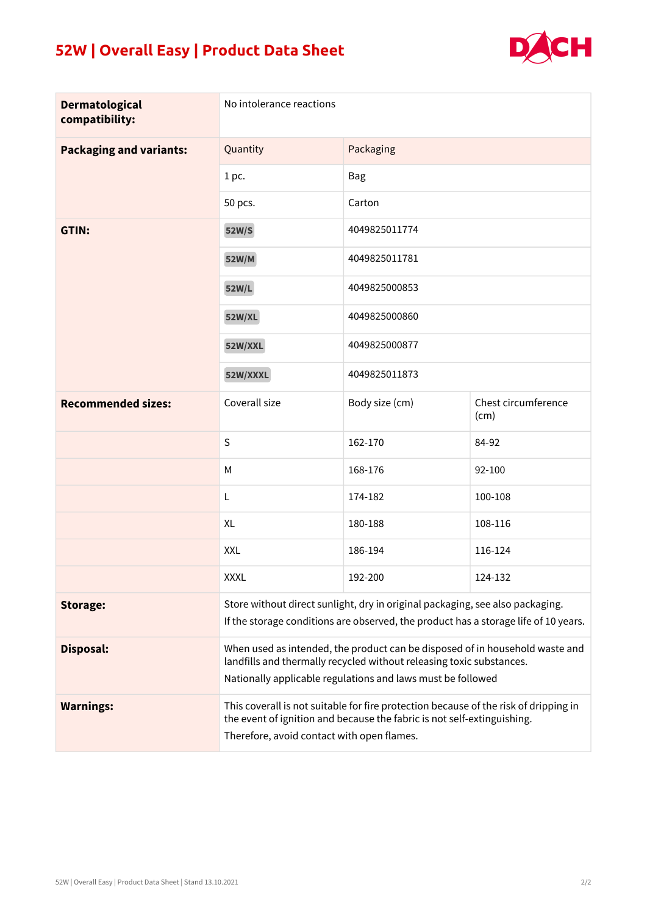# 52W | Overall Easy | Product Data Sheet

| | | | |
|---|---|---|---|
| **Dermatological compatibility:** | No intolerance reactions | | |
| **Packaging and variants:** | Quantity | Packaging | |
| | 1 pc. | Bag | |
| | 50 pcs. | Carton | |
| **GTIN:** | 52W/S | 4049825011774 | |
| | 52W/M | 4049825011781 | |
| | 52W/L | 4049825000853 | |
| | 52W/XL | 4049825000860 | |
| | 52W/XXL | 4049825000877 | |
| | 52W/XXXL | 4049825011873 | |
| **Recommended sizes:** | Coverall size | Body size (cm) | Chest circumference (cm) |
| | S | 162-170 | 84-92 |
| | M | 168-176 | 92-100 |
| | L | 174-182 | 100-108 |
| | XL | 180-188 | 108-116 |
| | XXL | 186-194 | 116-124 |
| | XXXL | 192-200 | 124-132 |
| **Storage:** | Store without direct sunlight, dry in original packaging, see also packaging. If the storage conditions are observed, the product has a storage life of 10 years. | | |
| **Disposal:** | When used as intended, the product can be disposed of in household waste and landfills and thermally recycled without releasing toxic substances. Nationally applicable regulations and laws must be followed | | |
| **Warnings:** | This coverall is not suitable for fire protection because of the risk of dripping in the event of ignition and because the fabric is not self-extinguishing. Therefore, avoid contact with open flames. | | |